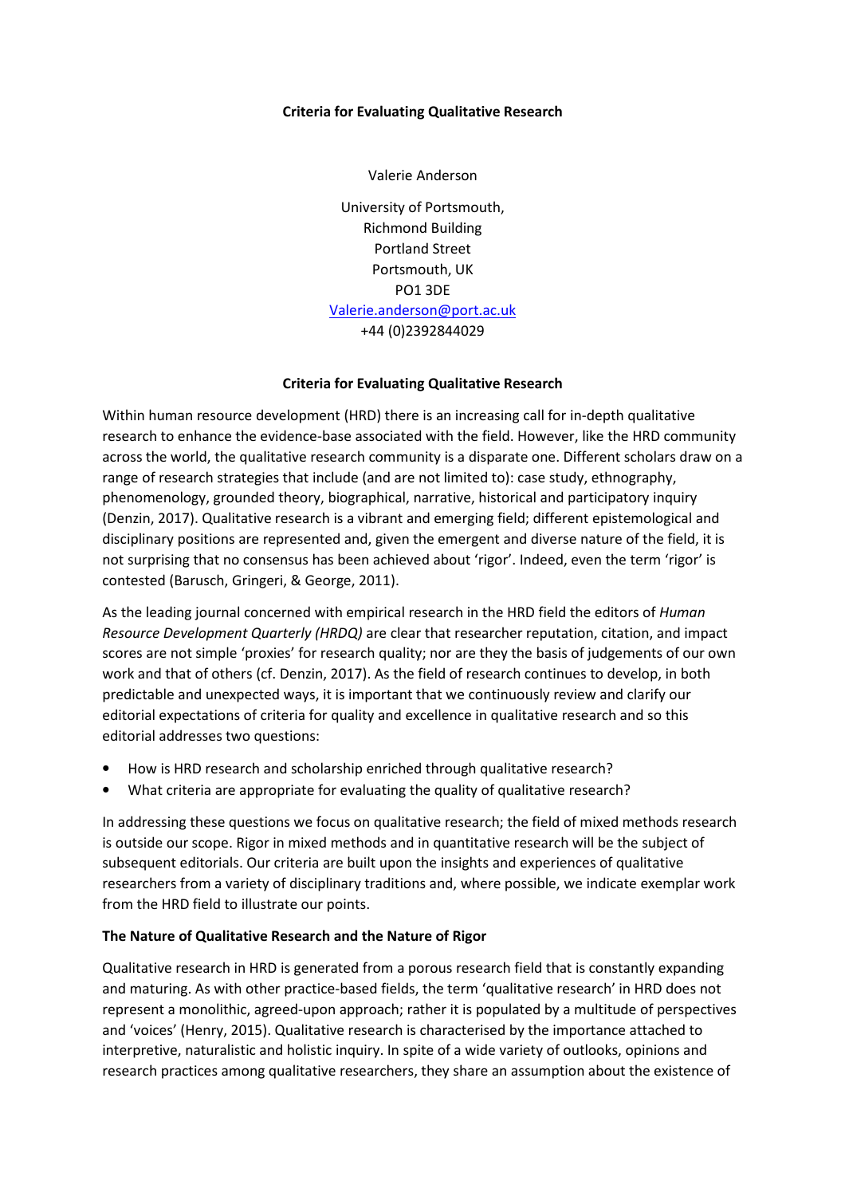**Criteria for Evaluating Qualitative Research**

Valerie Anderson

University of Portsmouth,
Richmond Building
Portland Street
Portsmouth, UK
PO1 3DE
Valerie.anderson@port.ac.uk
+44 (0)2392844029

# Criteria for Evaluating Qualitative Research

Within human resource development (HRD) there is an increasing call for in-depth qualitative research to enhance the evidence-base associated with the field. However, like the HRD community across the world, the qualitative research community is a disparate one. Different scholars draw on a range of research strategies that include (and are not limited to): case study, ethnography, phenomenology, grounded theory, biographical, narrative, historical and participatory inquiry (Denzin, 2017). Qualitative research is a vibrant and emerging field; different epistemological and disciplinary positions are represented and, given the emergent and diverse nature of the field, it is not surprising that no consensus has been achieved about 'rigor'. Indeed, even the term 'rigor' is contested (Barusch, Gringeri, & George, 2011).

As the leading journal concerned with empirical research in the HRD field the editors of *Human Resource Development Quarterly (HRDQ)* are clear that researcher reputation, citation, and impact scores are not simple 'proxies' for research quality; nor are they the basis of judgements of our own work and that of others (cf. Denzin, 2017). As the field of research continues to develop, in both predictable and unexpected ways, it is important that we continuously review and clarify our editorial expectations of criteria for quality and excellence in qualitative research and so this editorial addresses two questions:

- How is HRD research and scholarship enriched through qualitative research?
- What criteria are appropriate for evaluating the quality of qualitative research?

In addressing these questions we focus on qualitative research; the field of mixed methods research is outside our scope. Rigor in mixed methods and in quantitative research will be the subject of subsequent editorials. Our criteria are built upon the insights and experiences of qualitative researchers from a variety of disciplinary traditions and, where possible, we indicate exemplar work from the HRD field to illustrate our points.

## The Nature of Qualitative Research and the Nature of Rigor

Qualitative research in HRD is generated from a porous research field that is constantly expanding and maturing. As with other practice-based fields, the term 'qualitative research' in HRD does not represent a monolithic, agreed-upon approach; rather it is populated by a multitude of perspectives and 'voices' (Henry, 2015). Qualitative research is characterised by the importance attached to interpretive, naturalistic and holistic inquiry. In spite of a wide variety of outlooks, opinions and research practices among qualitative researchers, they share an assumption about the existence of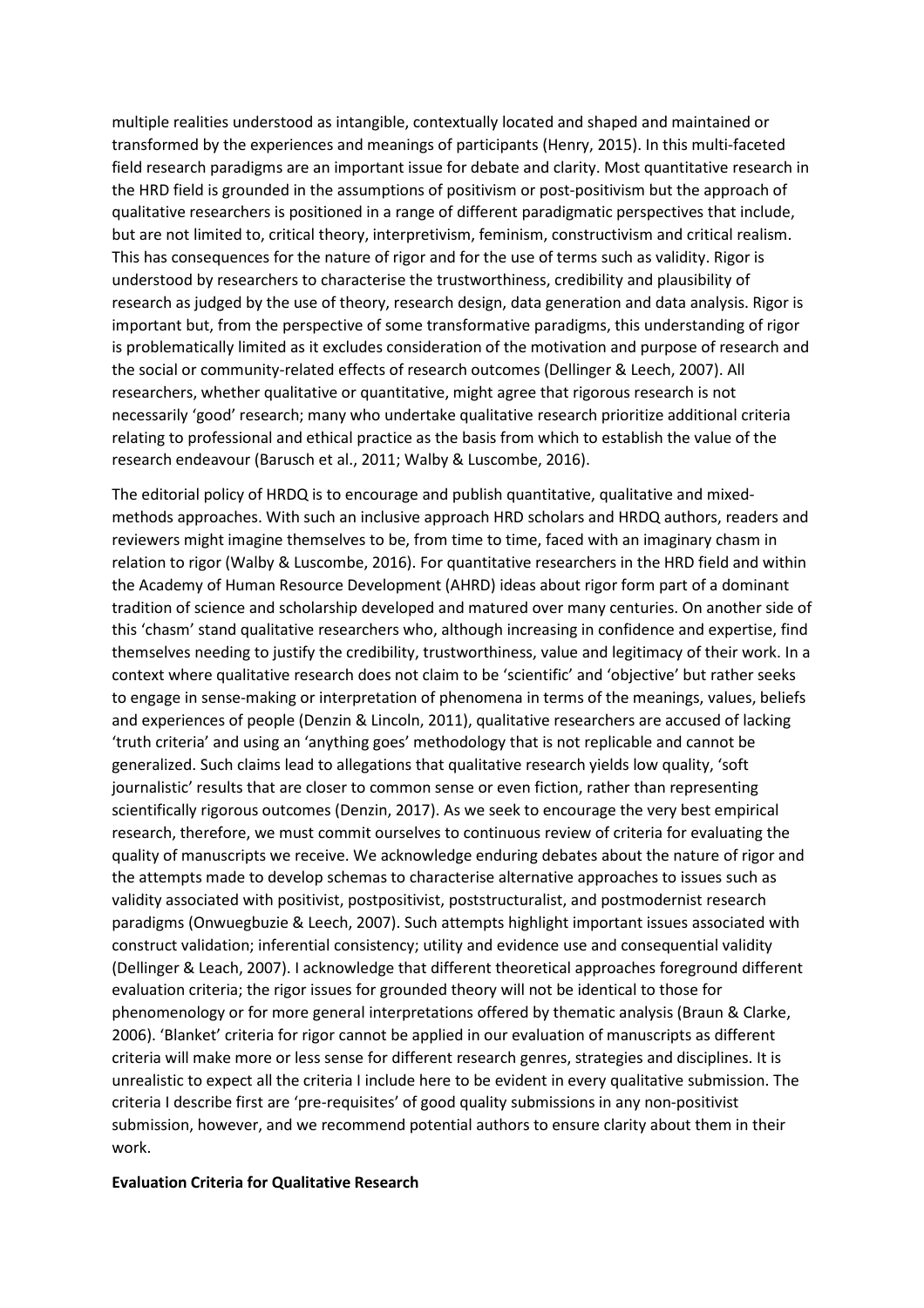multiple realities understood as intangible, contextually located and shaped and maintained or transformed by the experiences and meanings of participants (Henry, 2015). In this multi-faceted field research paradigms are an important issue for debate and clarity. Most quantitative research in the HRD field is grounded in the assumptions of positivism or post-positivism but the approach of qualitative researchers is positioned in a range of different paradigmatic perspectives that include, but are not limited to, critical theory, interpretivism, feminism, constructivism and critical realism. This has consequences for the nature of rigor and for the use of terms such as validity. Rigor is understood by researchers to characterise the trustworthiness, credibility and plausibility of research as judged by the use of theory, research design, data generation and data analysis. Rigor is important but, from the perspective of some transformative paradigms, this understanding of rigor is problematically limited as it excludes consideration of the motivation and purpose of research and the social or community-related effects of research outcomes (Dellinger & Leech, 2007). All researchers, whether qualitative or quantitative, might agree that rigorous research is not necessarily 'good' research; many who undertake qualitative research prioritize additional criteria relating to professional and ethical practice as the basis from which to establish the value of the research endeavour (Barusch et al., 2011; Walby & Luscombe, 2016).

The editorial policy of HRDQ is to encourage and publish quantitative, qualitative and mixed-methods approaches. With such an inclusive approach HRD scholars and HRDQ authors, readers and reviewers might imagine themselves to be, from time to time, faced with an imaginary chasm in relation to rigor (Walby & Luscombe, 2016). For quantitative researchers in the HRD field and within the Academy of Human Resource Development (AHRD) ideas about rigor form part of a dominant tradition of science and scholarship developed and matured over many centuries. On another side of this 'chasm' stand qualitative researchers who, although increasing in confidence and expertise, find themselves needing to justify the credibility, trustworthiness, value and legitimacy of their work. In a context where qualitative research does not claim to be 'scientific' and 'objective' but rather seeks to engage in sense-making or interpretation of phenomena in terms of the meanings, values, beliefs and experiences of people (Denzin & Lincoln, 2011), qualitative researchers are accused of lacking 'truth criteria' and using an 'anything goes' methodology that is not replicable and cannot be generalized. Such claims lead to allegations that qualitative research yields low quality, 'soft journalistic' results that are closer to common sense or even fiction, rather than representing scientifically rigorous outcomes (Denzin, 2017). As we seek to encourage the very best empirical research, therefore, we must commit ourselves to continuous review of criteria for evaluating the quality of manuscripts we receive. We acknowledge enduring debates about the nature of rigor and the attempts made to develop schemas to characterise alternative approaches to issues such as validity associated with positivist, postpositivist, poststructuralist, and postmodernist research paradigms (Onwuegbuzie & Leech, 2007). Such attempts highlight important issues associated with construct validation; inferential consistency; utility and evidence use and consequential validity (Dellinger & Leach, 2007). I acknowledge that different theoretical approaches foreground different evaluation criteria; the rigor issues for grounded theory will not be identical to those for phenomenology or for more general interpretations offered by thematic analysis (Braun & Clarke, 2006). 'Blanket' criteria for rigor cannot be applied in our evaluation of manuscripts as different criteria will make more or less sense for different research genres, strategies and disciplines. It is unrealistic to expect all the criteria I include here to be evident in every qualitative submission. The criteria I describe first are 'pre-requisites' of good quality submissions in any non-positivist submission, however, and we recommend potential authors to ensure clarity about them in their work.

**Evaluation Criteria for Qualitative Research**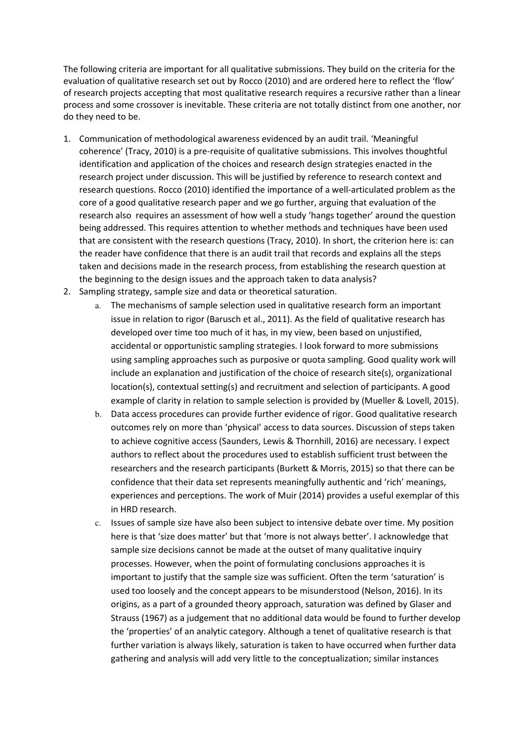The following criteria are important for all qualitative submissions. They build on the criteria for the evaluation of qualitative research set out by Rocco (2010) and are ordered here to reflect the 'flow' of research projects accepting that most qualitative research requires a recursive rather than a linear process and some crossover is inevitable. These criteria are not totally distinct from one another, nor do they need to be.

1. Communication of methodological awareness evidenced by an audit trail. 'Meaningful coherence' (Tracy, 2010) is a pre-requisite of qualitative submissions. This involves thoughtful identification and application of the choices and research design strategies enacted in the research project under discussion. This will be justified by reference to research context and research questions. Rocco (2010) identified the importance of a well-articulated problem as the core of a good qualitative research paper and we go further, arguing that evaluation of the research also requires an assessment of how well a study 'hangs together' around the question being addressed. This requires attention to whether methods and techniques have been used that are consistent with the research questions (Tracy, 2010). In short, the criterion here is: can the reader have confidence that there is an audit trail that records and explains all the steps taken and decisions made in the research process, from establishing the research question at the beginning to the design issues and the approach taken to data analysis?
2. Sampling strategy, sample size and data or theoretical saturation.
   a. The mechanisms of sample selection used in qualitative research form an important issue in relation to rigor (Barusch et al., 2011). As the field of qualitative research has developed over time too much of it has, in my view, been based on unjustified, accidental or opportunistic sampling strategies. I look forward to more submissions using sampling approaches such as purposive or quota sampling. Good quality work will include an explanation and justification of the choice of research site(s), organizational location(s), contextual setting(s) and recruitment and selection of participants. A good example of clarity in relation to sample selection is provided by (Mueller & Lovell, 2015).
   b. Data access procedures can provide further evidence of rigor. Good qualitative research outcomes rely on more than 'physical' access to data sources. Discussion of steps taken to achieve cognitive access (Saunders, Lewis & Thornhill, 2016) are necessary. I expect authors to reflect about the procedures used to establish sufficient trust between the researchers and the research participants (Burkett & Morris, 2015) so that there can be confidence that their data set represents meaningfully authentic and 'rich' meanings, experiences and perceptions. The work of Muir (2014) provides a useful exemplar of this in HRD research.
   c. Issues of sample size have also been subject to intensive debate over time. My position here is that 'size does matter' but that 'more is not always better'. I acknowledge that sample size decisions cannot be made at the outset of many qualitative inquiry processes. However, when the point of formulating conclusions approaches it is important to justify that the sample size was sufficient. Often the term 'saturation' is used too loosely and the concept appears to be misunderstood (Nelson, 2016). In its origins, as a part of a grounded theory approach, saturation was defined by Glaser and Strauss (1967) as a judgement that no additional data would be found to further develop the 'properties' of an analytic category. Although a tenet of qualitative research is that further variation is always likely, saturation is taken to have occurred when further data gathering and analysis will add very little to the conceptualization; similar instances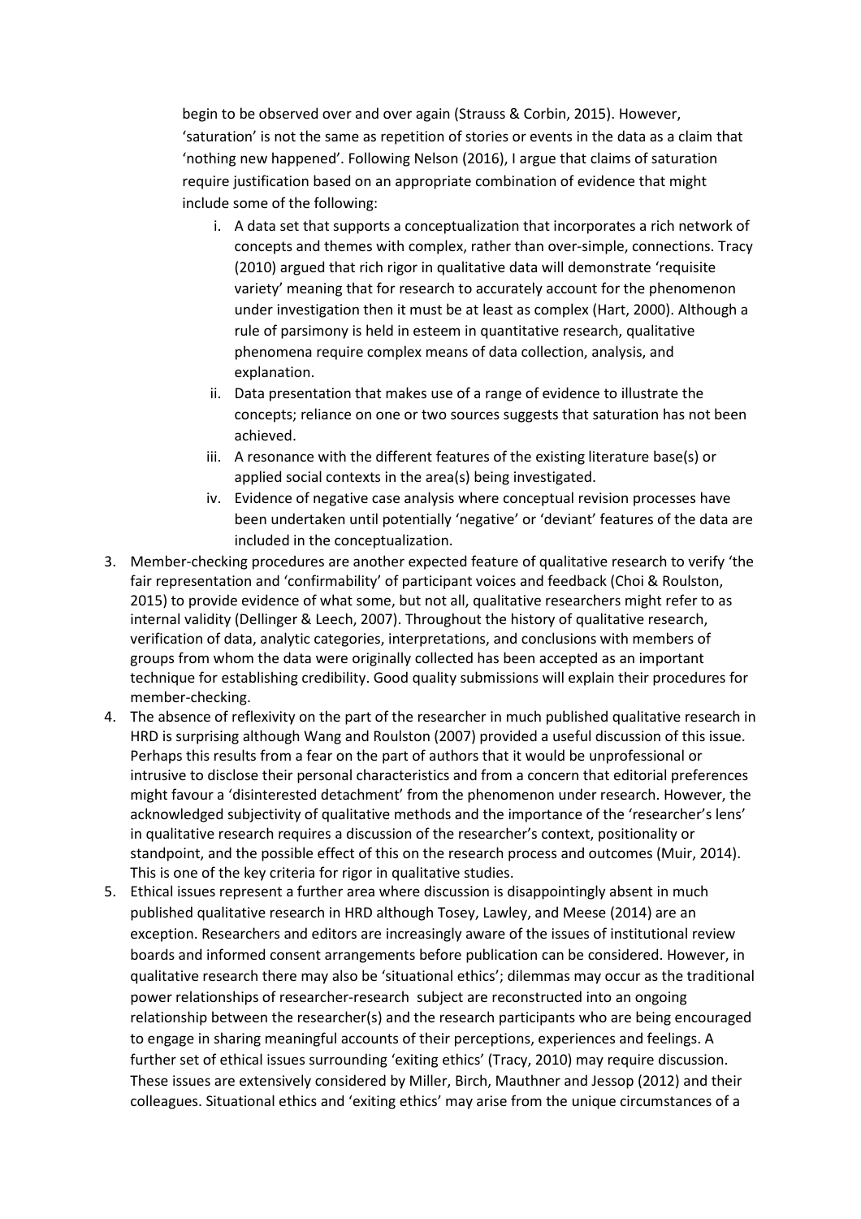begin to be observed over and over again (Strauss & Corbin, 2015). However, 'saturation' is not the same as repetition of stories or events in the data as a claim that 'nothing new happened'. Following Nelson (2016), I argue that claims of saturation require justification based on an appropriate combination of evidence that might include some of the following:

   i. A data set that supports a conceptualization that incorporates a rich network of concepts and themes with complex, rather than over-simple, connections. Tracy (2010) argued that rich rigor in qualitative data will demonstrate 'requisite variety' meaning that for research to accurately account for the phenomenon under investigation then it must be at least as complex (Hart, 2000). Although a rule of parsimony is held in esteem in quantitative research, qualitative phenomena require complex means of data collection, analysis, and explanation.
   ii. Data presentation that makes use of a range of evidence to illustrate the concepts; reliance on one or two sources suggests that saturation has not been achieved.
   iii. A resonance with the different features of the existing literature base(s) or applied social contexts in the area(s) being investigated.
   iv. Evidence of negative case analysis where conceptual revision processes have been undertaken until potentially 'negative' or 'deviant' features of the data are included in the conceptualization.

3. Member-checking procedures are another expected feature of qualitative research to verify 'the fair representation and 'confirmability' of participant voices and feedback (Choi & Roulston, 2015) to provide evidence of what some, but not all, qualitative researchers might refer to as internal validity (Dellinger & Leech, 2007). Throughout the history of qualitative research, verification of data, analytic categories, interpretations, and conclusions with members of groups from whom the data were originally collected has been accepted as an important technique for establishing credibility. Good quality submissions will explain their procedures for member-checking.
4. The absence of reflexivity on the part of the researcher in much published qualitative research in HRD is surprising although Wang and Roulston (2007) provided a useful discussion of this issue. Perhaps this results from a fear on the part of authors that it would be unprofessional or intrusive to disclose their personal characteristics and from a concern that editorial preferences might favour a 'disinterested detachment' from the phenomenon under research. However, the acknowledged subjectivity of qualitative methods and the importance of the 'researcher's lens' in qualitative research requires a discussion of the researcher's context, positionality or standpoint, and the possible effect of this on the research process and outcomes (Muir, 2014). This is one of the key criteria for rigor in qualitative studies.
5. Ethical issues represent a further area where discussion is disappointingly absent in much published qualitative research in HRD although Tosey, Lawley, and Meese (2014) are an exception. Researchers and editors are increasingly aware of the issues of institutional review boards and informed consent arrangements before publication can be considered. However, in qualitative research there may also be 'situational ethics'; dilemmas may occur as the traditional power relationships of researcher-research subject are reconstructed into an ongoing relationship between the researcher(s) and the research participants who are being encouraged to engage in sharing meaningful accounts of their perceptions, experiences and feelings. A further set of ethical issues surrounding 'exiting ethics' (Tracy, 2010) may require discussion. These issues are extensively considered by Miller, Birch, Mauthner and Jessop (2012) and their colleagues. Situational ethics and 'exiting ethics' may arise from the unique circumstances of a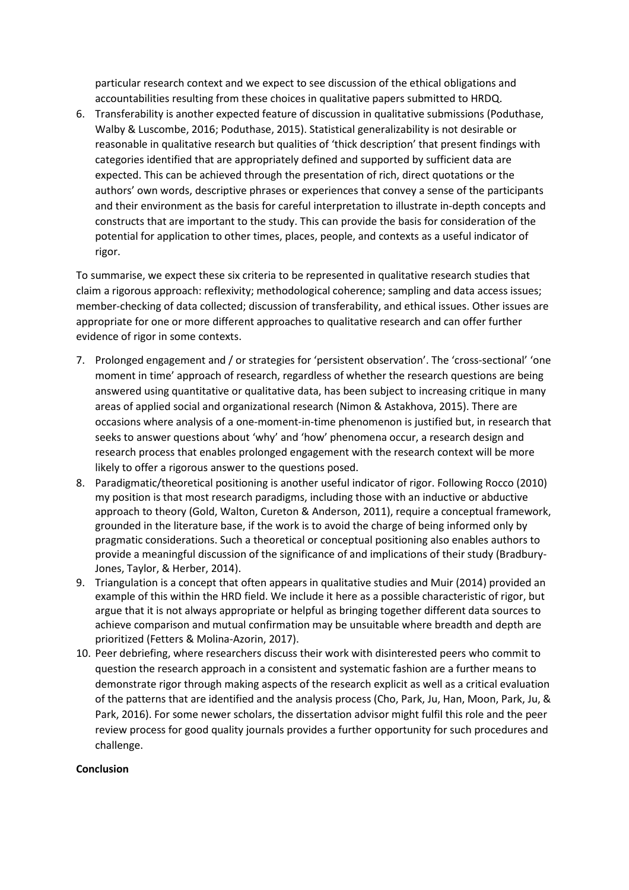particular research context and we expect to see discussion of the ethical obligations and accountabilities resulting from these choices in qualitative papers submitted to HRDQ.

6. Transferability is another expected feature of discussion in qualitative submissions (Poduthase, Walby & Luscombe, 2016; Poduthase, 2015). Statistical generalizability is not desirable or reasonable in qualitative research but qualities of 'thick description' that present findings with categories identified that are appropriately defined and supported by sufficient data are expected. This can be achieved through the presentation of rich, direct quotations or the authors' own words, descriptive phrases or experiences that convey a sense of the participants and their environment as the basis for careful interpretation to illustrate in-depth concepts and constructs that are important to the study. This can provide the basis for consideration of the potential for application to other times, places, people, and contexts as a useful indicator of rigor.

To summarise, we expect these six criteria to be represented in qualitative research studies that claim a rigorous approach: reflexivity; methodological coherence; sampling and data access issues; member-checking of data collected; discussion of transferability, and ethical issues. Other issues are appropriate for one or more different approaches to qualitative research and can offer further evidence of rigor in some contexts.

7. Prolonged engagement and / or strategies for 'persistent observation'. The 'cross-sectional' 'one moment in time' approach of research, regardless of whether the research questions are being answered using quantitative or qualitative data, has been subject to increasing critique in many areas of applied social and organizational research (Nimon & Astakhova, 2015). There are occasions where analysis of a one-moment-in-time phenomenon is justified but, in research that seeks to answer questions about 'why' and 'how' phenomena occur, a research design and research process that enables prolonged engagement with the research context will be more likely to offer a rigorous answer to the questions posed.
8. Paradigmatic/theoretical positioning is another useful indicator of rigor. Following Rocco (2010) my position is that most research paradigms, including those with an inductive or abductive approach to theory (Gold, Walton, Cureton & Anderson, 2011), require a conceptual framework, grounded in the literature base, if the work is to avoid the charge of being informed only by pragmatic considerations. Such a theoretical or conceptual positioning also enables authors to provide a meaningful discussion of the significance of and implications of their study (Bradbury-Jones, Taylor, & Herber, 2014).
9. Triangulation is a concept that often appears in qualitative studies and Muir (2014) provided an example of this within the HRD field. We include it here as a possible characteristic of rigor, but argue that it is not always appropriate or helpful as bringing together different data sources to achieve comparison and mutual confirmation may be unsuitable where breadth and depth are prioritized (Fetters & Molina-Azorin, 2017).
10. Peer debriefing, where researchers discuss their work with disinterested peers who commit to question the research approach in a consistent and systematic fashion are a further means to demonstrate rigor through making aspects of the research explicit as well as a critical evaluation of the patterns that are identified and the analysis process (Cho, Park, Ju, Han, Moon, Park, Ju, & Park, 2016). For some newer scholars, the dissertation advisor might fulfil this role and the peer review process for good quality journals provides a further opportunity for such procedures and challenge.

**Conclusion**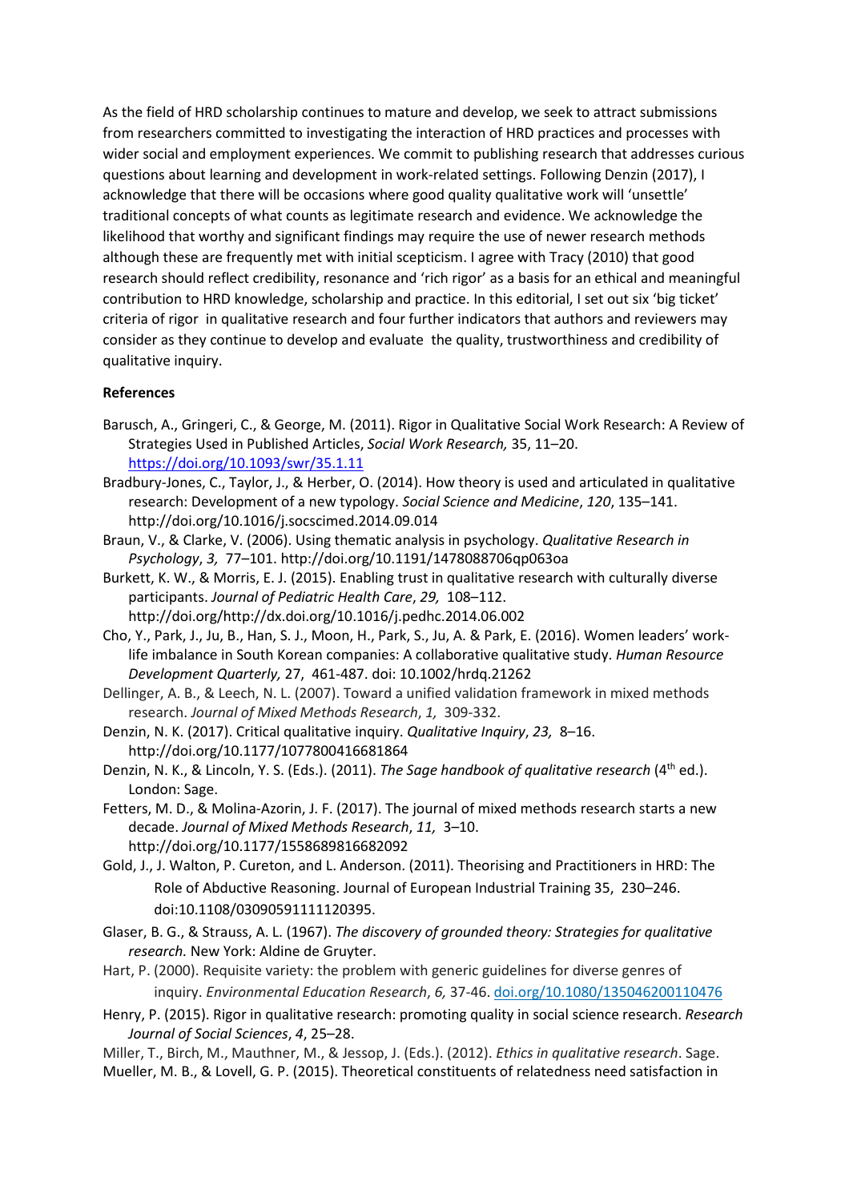As the field of HRD scholarship continues to mature and develop, we seek to attract submissions from researchers committed to investigating the interaction of HRD practices and processes with wider social and employment experiences. We commit to publishing research that addresses curious questions about learning and development in work-related settings. Following Denzin (2017), I acknowledge that there will be occasions where good quality qualitative work will 'unsettle' traditional concepts of what counts as legitimate research and evidence. We acknowledge the likelihood that worthy and significant findings may require the use of newer research methods although these are frequently met with initial scepticism. I agree with Tracy (2010) that good research should reflect credibility, resonance and 'rich rigor' as a basis for an ethical and meaningful contribution to HRD knowledge, scholarship and practice. In this editorial, I set out six 'big ticket' criteria of rigor in qualitative research and four further indicators that authors and reviewers may consider as they continue to develop and evaluate the quality, trustworthiness and credibility of qualitative inquiry.

**References**

Barusch, A., Gringeri, C., & George, M. (2011). Rigor in Qualitative Social Work Research: A Review of Strategies Used in Published Articles, *Social Work Research,* 35, 11–20. https://doi.org/10.1093/swr/35.1.11

Bradbury-Jones, C., Taylor, J., & Herber, O. (2014). How theory is used and articulated in qualitative research: Development of a new typology. *Social Science and Medicine*, *120*, 135–141. http://doi.org/10.1016/j.socscimed.2014.09.014

Braun, V., & Clarke, V. (2006). Using thematic analysis in psychology. *Qualitative Research in Psychology*, *3,* 77–101. http://doi.org/10.1191/1478088706qp063oa

Burkett, K. W., & Morris, E. J. (2015). Enabling trust in qualitative research with culturally diverse participants. *Journal of Pediatric Health Care*, *29,* 108–112. http://doi.org/http://dx.doi.org/10.1016/j.pedhc.2014.06.002

Cho, Y., Park, J., Ju, B., Han, S. J., Moon, H., Park, S., Ju, A. & Park, E. (2016). Women leaders' work-life imbalance in South Korean companies: A collaborative qualitative study. *Human Resource Development Quarterly,* 27, 461-487. doi: 10.1002/hrdq.21262

Dellinger, A. B., & Leech, N. L. (2007). Toward a unified validation framework in mixed methods research. *Journal of Mixed Methods Research*, *1,* 309-332.

Denzin, N. K. (2017). Critical qualitative inquiry. *Qualitative Inquiry*, *23,* 8–16. http://doi.org/10.1177/1077800416681864

Denzin, N. K., & Lincoln, Y. S. (Eds.). (2011). *The Sage handbook of qualitative research* (4th ed.). London: Sage.

Fetters, M. D., & Molina-Azorin, J. F. (2017). The journal of mixed methods research starts a new decade. *Journal of Mixed Methods Research*, *11,* 3–10. http://doi.org/10.1177/1558689816682092

Gold, J., J. Walton, P. Cureton, and L. Anderson. (2011). Theorising and Practitioners in HRD: The Role of Abductive Reasoning. Journal of European Industrial Training 35, 230–246. doi:10.1108/03090591111120395.

Glaser, B. G., & Strauss, A. L. (1967). *The discovery of grounded theory: Strategies for qualitative research.* New York: Aldine de Gruyter.

Hart, P. (2000). Requisite variety: the problem with generic guidelines for diverse genres of inquiry. *Environmental Education Research*, *6,* 37-46. doi.org/10.1080/135046200110476

Henry, P. (2015). Rigor in qualitative research: promoting quality in social science research. *Research Journal of Social Sciences*, *4*, 25–28.

Miller, T., Birch, M., Mauthner, M., & Jessop, J. (Eds.). (2012). *Ethics in qualitative research*. Sage.

Mueller, M. B., & Lovell, G. P. (2015). Theoretical constituents of relatedness need satisfaction in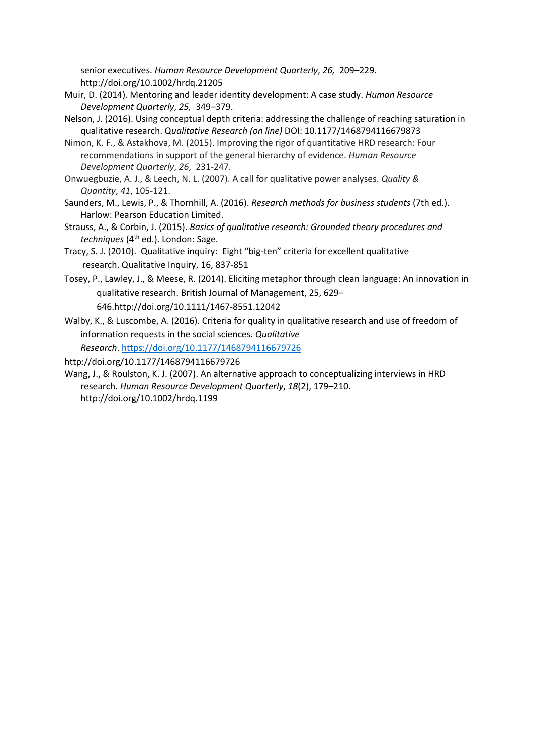senior executives. *Human Resource Development Quarterly*, *26,* 209–229. http://doi.org/10.1002/hrdq.21205

Muir, D. (2014). Mentoring and leader identity development: A case study. *Human Resource Development Quarterly*, *25,* 349–379.

Nelson, J. (2016). Using conceptual depth criteria: addressing the challenge of reaching saturation in qualitative research. Q*ualitative Research (on line)* DOI: 10.1177/1468794116679873

Nimon, K. F., & Astakhova, M. (2015). Improving the rigor of quantitative HRD research: Four recommendations in support of the general hierarchy of evidence. *Human Resource Development Quarterly*, *26*, 231-247.

Onwuegbuzie, A. J., & Leech, N. L. (2007). A call for qualitative power analyses. *Quality & Quantity*, *41*, 105-121.

Saunders, M., Lewis, P., & Thornhill, A. (2016). *Research methods for business students* (7th ed.). Harlow: Pearson Education Limited.

Strauss, A., & Corbin, J. (2015). *Basics of qualitative research: Grounded theory procedures and techniques* (4th ed.). London: Sage.

Tracy, S. J. (2010). Qualitative inquiry: Eight "big-ten" criteria for excellent qualitative research. Qualitative Inquiry, 16, 837-851

Tosey, P., Lawley, J., & Meese, R. (2014). Eliciting metaphor through clean language: An innovation in qualitative research. British Journal of Management, 25, 629–646.http://doi.org/10.1111/1467-8551.12042

Walby, K., & Luscombe, A. (2016). Criteria for quality in qualitative research and use of freedom of information requests in the social sciences. *Qualitative Research*. https://doi.org/10.1177/1468794116679726

http://doi.org/10.1177/1468794116679726

Wang, J., & Roulston, K. J. (2007). An alternative approach to conceptualizing interviews in HRD research. *Human Resource Development Quarterly*, *18*(2), 179–210. http://doi.org/10.1002/hrdq.1199